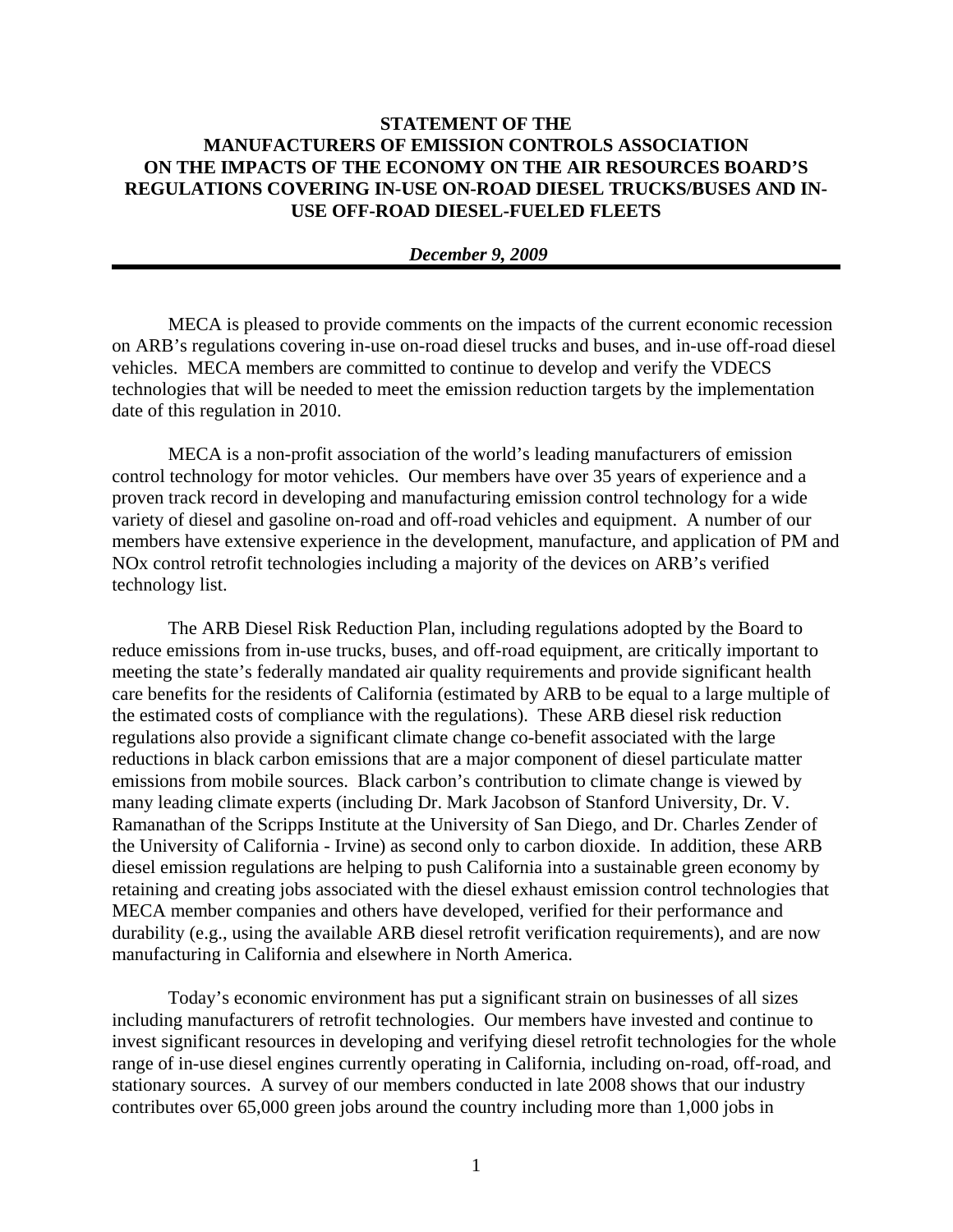# STATEMENT OF THE MANUFACTURERS OF EMISSION CONTROLS ASSOCIATION ON THE IMPACTS OF THE ECONOMY ON THE AIR RESOURCES BOARD'S REGULATIONS COVERING IN-USE ON-ROAD DIESEL TRUCKS/BUSES AND IN-USE OFF-ROAD DIESEL-FUELED FLEETS

***December 9, 2009***

---

MECA is pleased to provide comments on the impacts of the current economic recession on ARB's regulations covering in-use on-road diesel trucks and buses, and in-use off-road diesel vehicles. MECA members are committed to continue to develop and verify the VDECS technologies that will be needed to meet the emission reduction targets by the implementation date of this regulation in 2010.

MECA is a non-profit association of the world's leading manufacturers of emission control technology for motor vehicles. Our members have over 35 years of experience and a proven track record in developing and manufacturing emission control technology for a wide variety of diesel and gasoline on-road and off-road vehicles and equipment. A number of our members have extensive experience in the development, manufacture, and application of PM and NOx control retrofit technologies including a majority of the devices on ARB's verified technology list.

The ARB Diesel Risk Reduction Plan, including regulations adopted by the Board to reduce emissions from in-use trucks, buses, and off-road equipment, are critically important to meeting the state's federally mandated air quality requirements and provide significant health care benefits for the residents of California (estimated by ARB to be equal to a large multiple of the estimated costs of compliance with the regulations). These ARB diesel risk reduction regulations also provide a significant climate change co-benefit associated with the large reductions in black carbon emissions that are a major component of diesel particulate matter emissions from mobile sources. Black carbon's contribution to climate change is viewed by many leading climate experts (including Dr. Mark Jacobson of Stanford University, Dr. V. Ramanathan of the Scripps Institute at the University of San Diego, and Dr. Charles Zender of the University of California - Irvine) as second only to carbon dioxide. In addition, these ARB diesel emission regulations are helping to push California into a sustainable green economy by retaining and creating jobs associated with the diesel exhaust emission control technologies that MECA member companies and others have developed, verified for their performance and durability (e.g., using the available ARB diesel retrofit verification requirements), and are now manufacturing in California and elsewhere in North America.

Today's economic environment has put a significant strain on businesses of all sizes including manufacturers of retrofit technologies. Our members have invested and continue to invest significant resources in developing and verifying diesel retrofit technologies for the whole range of in-use diesel engines currently operating in California, including on-road, off-road, and stationary sources. A survey of our members conducted in late 2008 shows that our industry contributes over 65,000 green jobs around the country including more than 1,000 jobs in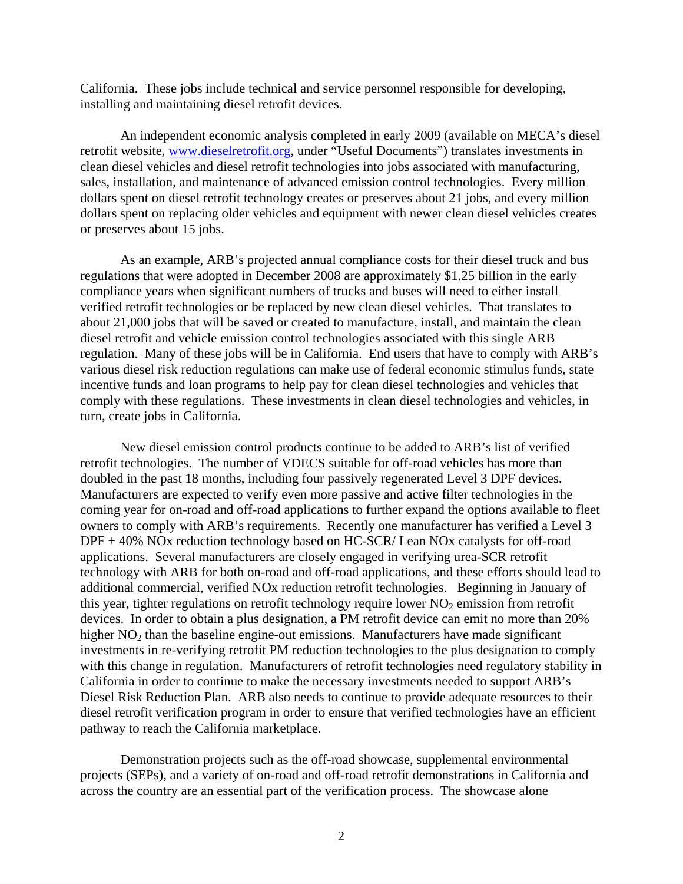California. These jobs include technical and service personnel responsible for developing, installing and maintaining diesel retrofit devices.

An independent economic analysis completed in early 2009 (available on MECA's diesel retrofit website, www.dieselretrofit.org, under "Useful Documents") translates investments in clean diesel vehicles and diesel retrofit technologies into jobs associated with manufacturing, sales, installation, and maintenance of advanced emission control technologies. Every million dollars spent on diesel retrofit technology creates or preserves about 21 jobs, and every million dollars spent on replacing older vehicles and equipment with newer clean diesel vehicles creates or preserves about 15 jobs.

As an example, ARB's projected annual compliance costs for their diesel truck and bus regulations that were adopted in December 2008 are approximately $1.25 billion in the early compliance years when significant numbers of trucks and buses will need to either install verified retrofit technologies or be replaced by new clean diesel vehicles. That translates to about 21,000 jobs that will be saved or created to manufacture, install, and maintain the clean diesel retrofit and vehicle emission control technologies associated with this single ARB regulation. Many of these jobs will be in California. End users that have to comply with ARB's various diesel risk reduction regulations can make use of federal economic stimulus funds, state incentive funds and loan programs to help pay for clean diesel technologies and vehicles that comply with these regulations. These investments in clean diesel technologies and vehicles, in turn, create jobs in California.

New diesel emission control products continue to be added to ARB's list of verified retrofit technologies. The number of VDECS suitable for off-road vehicles has more than doubled in the past 18 months, including four passively regenerated Level 3 DPF devices. Manufacturers are expected to verify even more passive and active filter technologies in the coming year for on-road and off-road applications to further expand the options available to fleet owners to comply with ARB's requirements. Recently one manufacturer has verified a Level 3 DPF + 40% NOx reduction technology based on HC-SCR/ Lean NOx catalysts for off-road applications. Several manufacturers are closely engaged in verifying urea-SCR retrofit technology with ARB for both on-road and off-road applications, and these efforts should lead to additional commercial, verified NOx reduction retrofit technologies. Beginning in January of this year, tighter regulations on retrofit technology require lower $NO_2$ emission from retrofit devices. In order to obtain a plus designation, a PM retrofit device can emit no more than 20% higher $NO_2$ than the baseline engine-out emissions. Manufacturers have made significant investments in re-verifying retrofit PM reduction technologies to the plus designation to comply with this change in regulation. Manufacturers of retrofit technologies need regulatory stability in California in order to continue to make the necessary investments needed to support ARB's Diesel Risk Reduction Plan. ARB also needs to continue to provide adequate resources to their diesel retrofit verification program in order to ensure that verified technologies have an efficient pathway to reach the California marketplace.

Demonstration projects such as the off-road showcase, supplemental environmental projects (SEPs), and a variety of on-road and off-road retrofit demonstrations in California and across the country are an essential part of the verification process. The showcase alone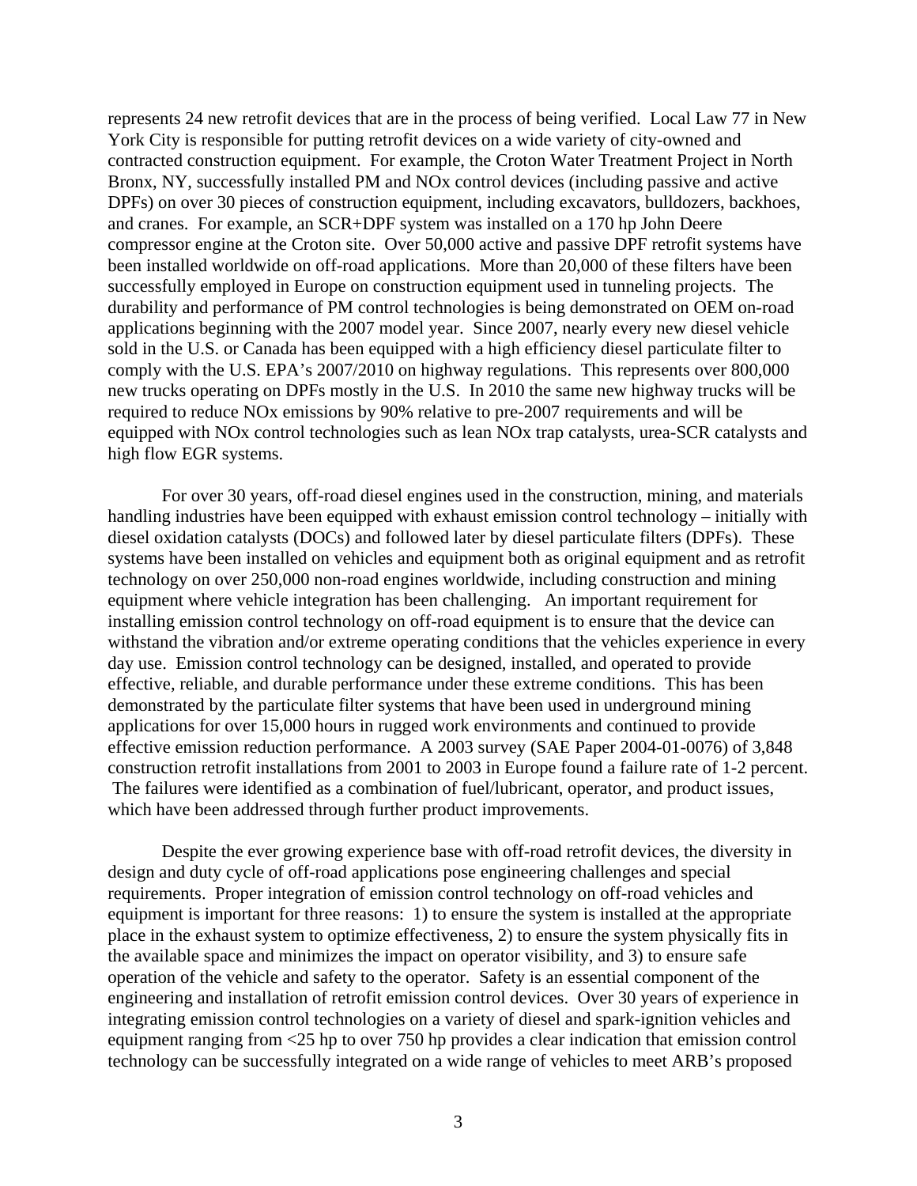represents 24 new retrofit devices that are in the process of being verified. Local Law 77 in New York City is responsible for putting retrofit devices on a wide variety of city-owned and contracted construction equipment. For example, the Croton Water Treatment Project in North Bronx, NY, successfully installed PM and NOx control devices (including passive and active DPFs) on over 30 pieces of construction equipment, including excavators, bulldozers, backhoes, and cranes. For example, an SCR+DPF system was installed on a 170 hp John Deere compressor engine at the Croton site. Over 50,000 active and passive DPF retrofit systems have been installed worldwide on off-road applications. More than 20,000 of these filters have been successfully employed in Europe on construction equipment used in tunneling projects. The durability and performance of PM control technologies is being demonstrated on OEM on-road applications beginning with the 2007 model year. Since 2007, nearly every new diesel vehicle sold in the U.S. or Canada has been equipped with a high efficiency diesel particulate filter to comply with the U.S. EPA's 2007/2010 on highway regulations. This represents over 800,000 new trucks operating on DPFs mostly in the U.S. In 2010 the same new highway trucks will be required to reduce NOx emissions by 90% relative to pre-2007 requirements and will be equipped with NOx control technologies such as lean NOx trap catalysts, urea-SCR catalysts and high flow EGR systems.

For over 30 years, off-road diesel engines used in the construction, mining, and materials handling industries have been equipped with exhaust emission control technology – initially with diesel oxidation catalysts (DOCs) and followed later by diesel particulate filters (DPFs). These systems have been installed on vehicles and equipment both as original equipment and as retrofit technology on over 250,000 non-road engines worldwide, including construction and mining equipment where vehicle integration has been challenging. An important requirement for installing emission control technology on off-road equipment is to ensure that the device can withstand the vibration and/or extreme operating conditions that the vehicles experience in every day use. Emission control technology can be designed, installed, and operated to provide effective, reliable, and durable performance under these extreme conditions. This has been demonstrated by the particulate filter systems that have been used in underground mining applications for over 15,000 hours in rugged work environments and continued to provide effective emission reduction performance. A 2003 survey (SAE Paper 2004-01-0076) of 3,848 construction retrofit installations from 2001 to 2003 in Europe found a failure rate of 1-2 percent. The failures were identified as a combination of fuel/lubricant, operator, and product issues, which have been addressed through further product improvements.

Despite the ever growing experience base with off-road retrofit devices, the diversity in design and duty cycle of off-road applications pose engineering challenges and special requirements. Proper integration of emission control technology on off-road vehicles and equipment is important for three reasons: 1) to ensure the system is installed at the appropriate place in the exhaust system to optimize effectiveness, 2) to ensure the system physically fits in the available space and minimizes the impact on operator visibility, and 3) to ensure safe operation of the vehicle and safety to the operator. Safety is an essential component of the engineering and installation of retrofit emission control devices. Over 30 years of experience in integrating emission control technologies on a variety of diesel and spark-ignition vehicles and equipment ranging from <25 hp to over 750 hp provides a clear indication that emission control technology can be successfully integrated on a wide range of vehicles to meet ARB's proposed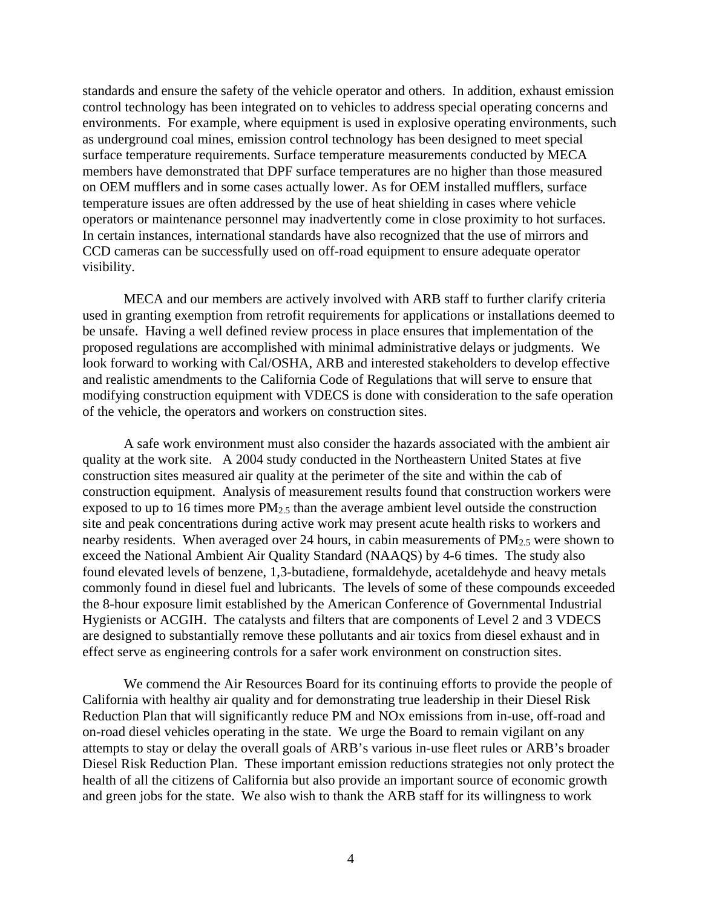standards and ensure the safety of the vehicle operator and others. In addition, exhaust emission control technology has been integrated on to vehicles to address special operating concerns and environments. For example, where equipment is used in explosive operating environments, such as underground coal mines, emission control technology has been designed to meet special surface temperature requirements. Surface temperature measurements conducted by MECA members have demonstrated that DPF surface temperatures are no higher than those measured on OEM mufflers and in some cases actually lower. As for OEM installed mufflers, surface temperature issues are often addressed by the use of heat shielding in cases where vehicle operators or maintenance personnel may inadvertently come in close proximity to hot surfaces. In certain instances, international standards have also recognized that the use of mirrors and CCD cameras can be successfully used on off-road equipment to ensure adequate operator visibility.

MECA and our members are actively involved with ARB staff to further clarify criteria used in granting exemption from retrofit requirements for applications or installations deemed to be unsafe. Having a well defined review process in place ensures that implementation of the proposed regulations are accomplished with minimal administrative delays or judgments. We look forward to working with Cal/OSHA, ARB and interested stakeholders to develop effective and realistic amendments to the California Code of Regulations that will serve to ensure that modifying construction equipment with VDECS is done with consideration to the safe operation of the vehicle, the operators and workers on construction sites.

A safe work environment must also consider the hazards associated with the ambient air quality at the work site. A 2004 study conducted in the Northeastern United States at five construction sites measured air quality at the perimeter of the site and within the cab of construction equipment. Analysis of measurement results found that construction workers were exposed to up to 16 times more $PM_{2.5}$ than the average ambient level outside the construction site and peak concentrations during active work may present acute health risks to workers and nearby residents. When averaged over 24 hours, in cabin measurements of $PM_{2.5}$ were shown to exceed the National Ambient Air Quality Standard (NAAQS) by 4-6 times. The study also found elevated levels of benzene, 1,3-butadiene, formaldehyde, acetaldehyde and heavy metals commonly found in diesel fuel and lubricants. The levels of some of these compounds exceeded the 8-hour exposure limit established by the American Conference of Governmental Industrial Hygienists or ACGIH. The catalysts and filters that are components of Level 2 and 3 VDECS are designed to substantially remove these pollutants and air toxics from diesel exhaust and in effect serve as engineering controls for a safer work environment on construction sites.

We commend the Air Resources Board for its continuing efforts to provide the people of California with healthy air quality and for demonstrating true leadership in their Diesel Risk Reduction Plan that will significantly reduce PM and NOx emissions from in-use, off-road and on-road diesel vehicles operating in the state. We urge the Board to remain vigilant on any attempts to stay or delay the overall goals of ARB's various in-use fleet rules or ARB's broader Diesel Risk Reduction Plan. These important emission reductions strategies not only protect the health of all the citizens of California but also provide an important source of economic growth and green jobs for the state. We also wish to thank the ARB staff for its willingness to work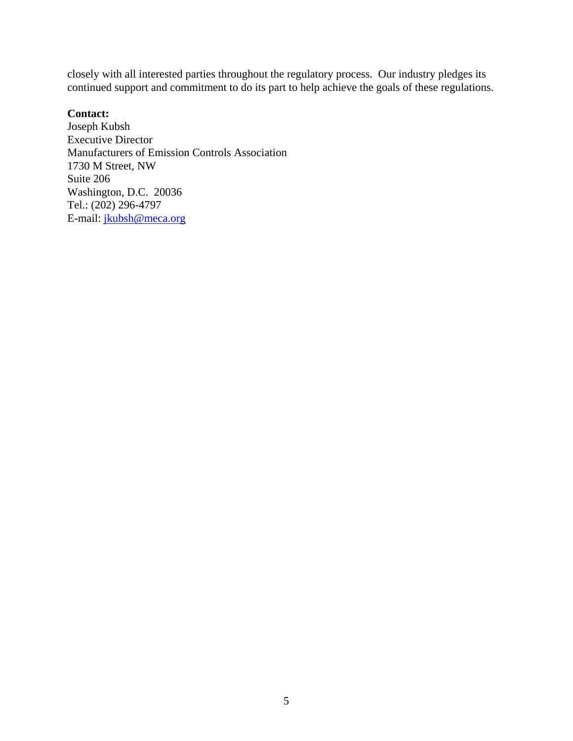closely with all interested parties throughout the regulatory process. Our industry pledges its continued support and commitment to do its part to help achieve the goals of these regulations.

**Contact:**
Joseph Kubsh
Executive Director
Manufacturers of Emission Controls Association
1730 M Street, NW
Suite 206
Washington, D.C. 20036
Tel.: (202) 296-4797
E-mail: jkubsh@meca.org